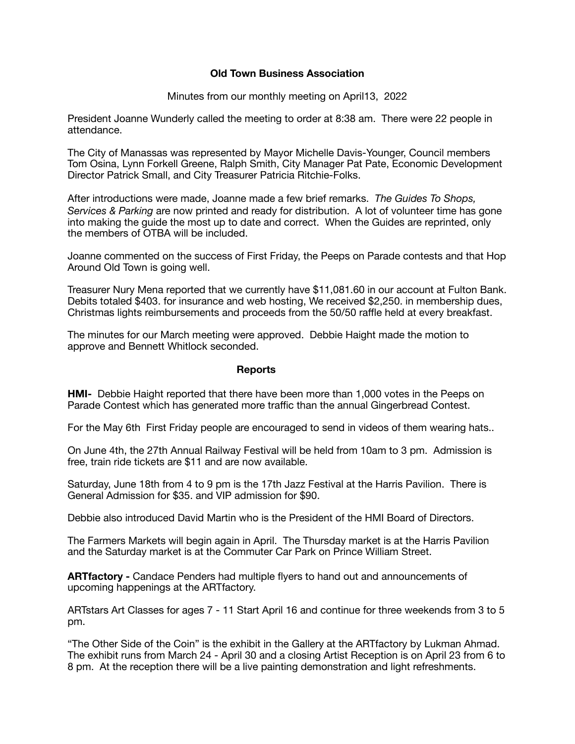# Old Town Business Association

Minutes from our monthly meeting on April13, 2022

President Joanne Wunderly called the meeting to order at 8:38 am. There were 22 people in attendance.

The City of Manassas was represented by Mayor Michelle Davis-Younger, Council members Tom Osina, Lynn Forkell Greene, Ralph Smith, City Manager Pat Pate, Economic Development Director Patrick Small, and City Treasurer Patricia Ritchie-Folks.

After introductions were made, Joanne made a few brief remarks. *The Guides To Shops, Services & Parking* are now printed and ready for distribution. A lot of volunteer time has gone into making the guide the most up to date and correct. When the Guides are reprinted, only the members of OTBA will be included.

Joanne commented on the success of First Friday, the Peeps on Parade contests and that Hop Around Old Town is going well.

Treasurer Nury Mena reported that we currently have $11,081.60 in our account at Fulton Bank. Debits totaled $403. for insurance and web hosting, We received $2,250. in membership dues, Christmas lights reimbursements and proceeds from the 50/50 raffle held at every breakfast.

The minutes for our March meeting were approved. Debbie Haight made the motion to approve and Bennett Whitlock seconded.

## Reports

**HMI-** Debbie Haight reported that there have been more than 1,000 votes in the Peeps on Parade Contest which has generated more traffic than the annual Gingerbread Contest.

For the May 6th First Friday people are encouraged to send in videos of them wearing hats..

On June 4th, the 27th Annual Railway Festival will be held from 10am to 3 pm. Admission is free, train ride tickets are $11 and are now available.

Saturday, June 18th from 4 to 9 pm is the 17th Jazz Festival at the Harris Pavilion. There is General Admission for $35. and VIP admission for $90.

Debbie also introduced David Martin who is the President of the HMI Board of Directors.

The Farmers Markets will begin again in April. The Thursday market is at the Harris Pavilion and the Saturday market is at the Commuter Car Park on Prince William Street.

**ARTfactory -** Candace Penders had multiple flyers to hand out and announcements of upcoming happenings at the ARTfactory.

ARTstars Art Classes for ages 7 - 11 Start April 16 and continue for three weekends from 3 to 5 pm.

"The Other Side of the Coin" is the exhibit in the Gallery at the ARTfactory by Lukman Ahmad. The exhibit runs from March 24 - April 30 and a closing Artist Reception is on April 23 from 6 to 8 pm. At the reception there will be a live painting demonstration and light refreshments.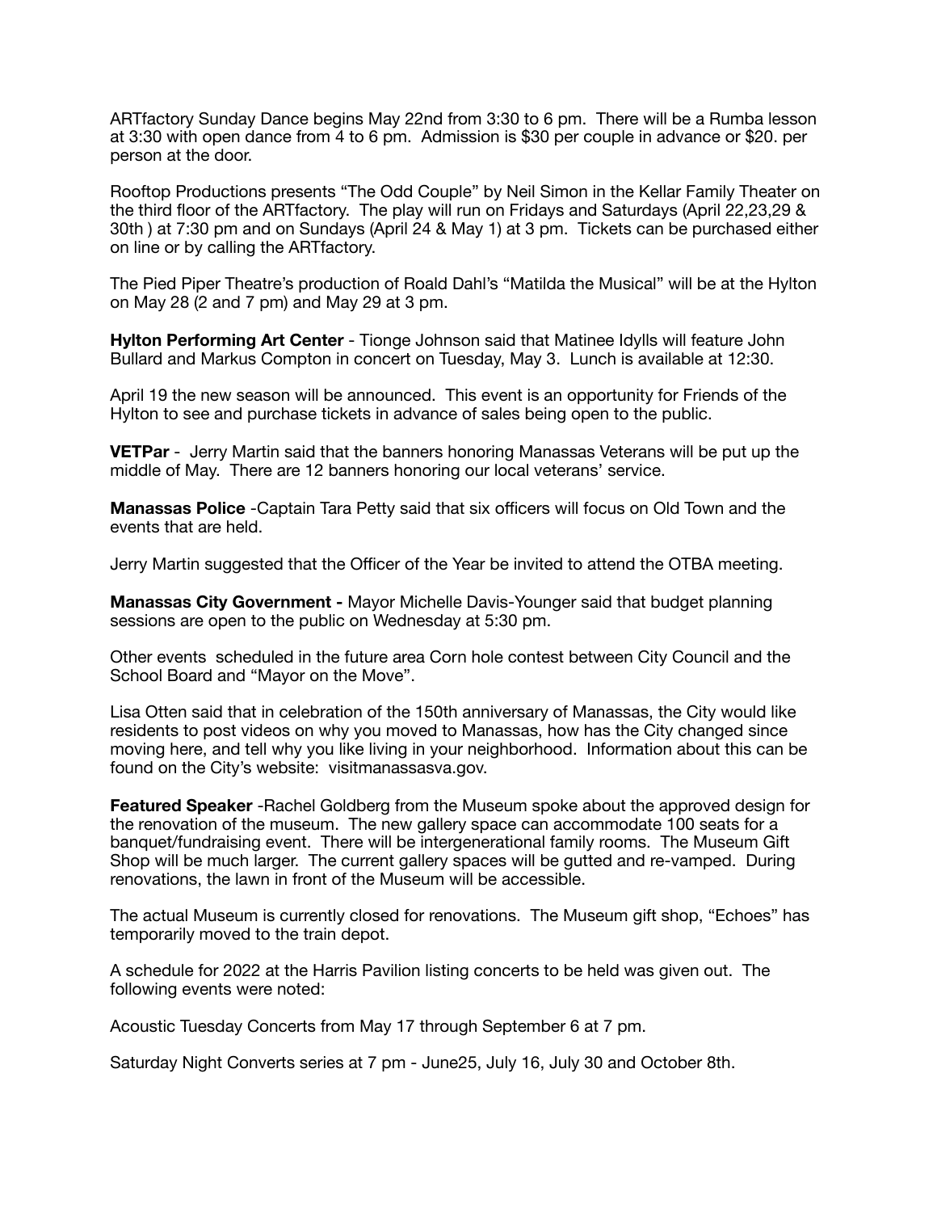ARTfactory Sunday Dance begins May 22nd from 3:30 to 6 pm. There will be a Rumba lesson at 3:30 with open dance from 4 to 6 pm. Admission is $30 per couple in advance or $20. per person at the door.

Rooftop Productions presents "The Odd Couple" by Neil Simon in the Kellar Family Theater on the third floor of the ARTfactory. The play will run on Fridays and Saturdays (April 22,23,29 & 30th ) at 7:30 pm and on Sundays (April 24 & May 1) at 3 pm. Tickets can be purchased either on line or by calling the ARTfactory.

The Pied Piper Theatre's production of Roald Dahl's "Matilda the Musical" will be at the Hylton on May 28 (2 and 7 pm) and May 29 at 3 pm.

**Hylton Performing Art Center** - Tionge Johnson said that Matinee Idylls will feature John Bullard and Markus Compton in concert on Tuesday, May 3. Lunch is available at 12:30.

April 19 the new season will be announced. This event is an opportunity for Friends of the Hylton to see and purchase tickets in advance of sales being open to the public.

**VETPar** - Jerry Martin said that the banners honoring Manassas Veterans will be put up the middle of May. There are 12 banners honoring our local veterans' service.

**Manassas Police** -Captain Tara Petty said that six officers will focus on Old Town and the events that are held.

Jerry Martin suggested that the Officer of the Year be invited to attend the OTBA meeting.

**Manassas City Government -** Mayor Michelle Davis-Younger said that budget planning sessions are open to the public on Wednesday at 5:30 pm.

Other events scheduled in the future area Corn hole contest between City Council and the School Board and "Mayor on the Move".

Lisa Otten said that in celebration of the 150th anniversary of Manassas, the City would like residents to post videos on why you moved to Manassas, how has the City changed since moving here, and tell why you like living in your neighborhood. Information about this can be found on the City's website: visitmanassasva.gov.

**Featured Speaker** -Rachel Goldberg from the Museum spoke about the approved design for the renovation of the museum. The new gallery space can accommodate 100 seats for a banquet/fundraising event. There will be intergenerational family rooms. The Museum Gift Shop will be much larger. The current gallery spaces will be gutted and re-vamped. During renovations, the lawn in front of the Museum will be accessible.

The actual Museum is currently closed for renovations. The Museum gift shop, "Echoes" has temporarily moved to the train depot.

A schedule for 2022 at the Harris Pavilion listing concerts to be held was given out. The following events were noted:

Acoustic Tuesday Concerts from May 17 through September 6 at 7 pm.

Saturday Night Converts series at 7 pm - June25, July 16, July 30 and October 8th.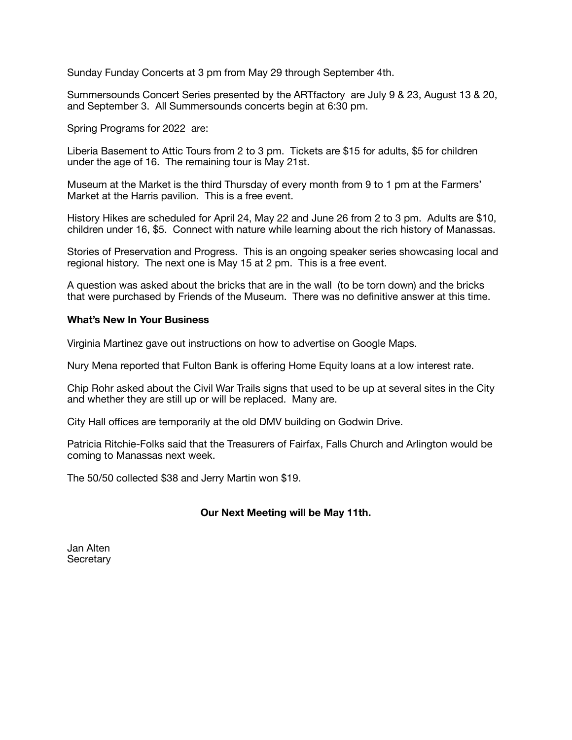Sunday Funday Concerts at 3 pm from May 29 through September 4th.

Summersounds Concert Series presented by the ARTfactory are July 9 & 23, August 13 & 20, and September 3. All Summersounds concerts begin at 6:30 pm.

Spring Programs for 2022 are:

Liberia Basement to Attic Tours from 2 to 3 pm. Tickets are $15 for adults, $5 for children under the age of 16. The remaining tour is May 21st.

Museum at the Market is the third Thursday of every month from 9 to 1 pm at the Farmers' Market at the Harris pavilion. This is a free event.

History Hikes are scheduled for April 24, May 22 and June 26 from 2 to 3 pm. Adults are $10, children under 16, $5. Connect with nature while learning about the rich history of Manassas.

Stories of Preservation and Progress. This is an ongoing speaker series showcasing local and regional history. The next one is May 15 at 2 pm. This is a free event.

A question was asked about the bricks that are in the wall (to be torn down) and the bricks that were purchased by Friends of the Museum. There was no definitive answer at this time.

**What's New In Your Business**

Virginia Martinez gave out instructions on how to advertise on Google Maps.

Nury Mena reported that Fulton Bank is offering Home Equity loans at a low interest rate.

Chip Rohr asked about the Civil War Trails signs that used to be up at several sites in the City and whether they are still up or will be replaced. Many are.

City Hall offices are temporarily at the old DMV building on Godwin Drive.

Patricia Ritchie-Folks said that the Treasurers of Fairfax, Falls Church and Arlington would be coming to Manassas next week.

The 50/50 collected $38 and Jerry Martin won $19.

**Our Next Meeting will be May 11th.**

Jan Alten
Secretary